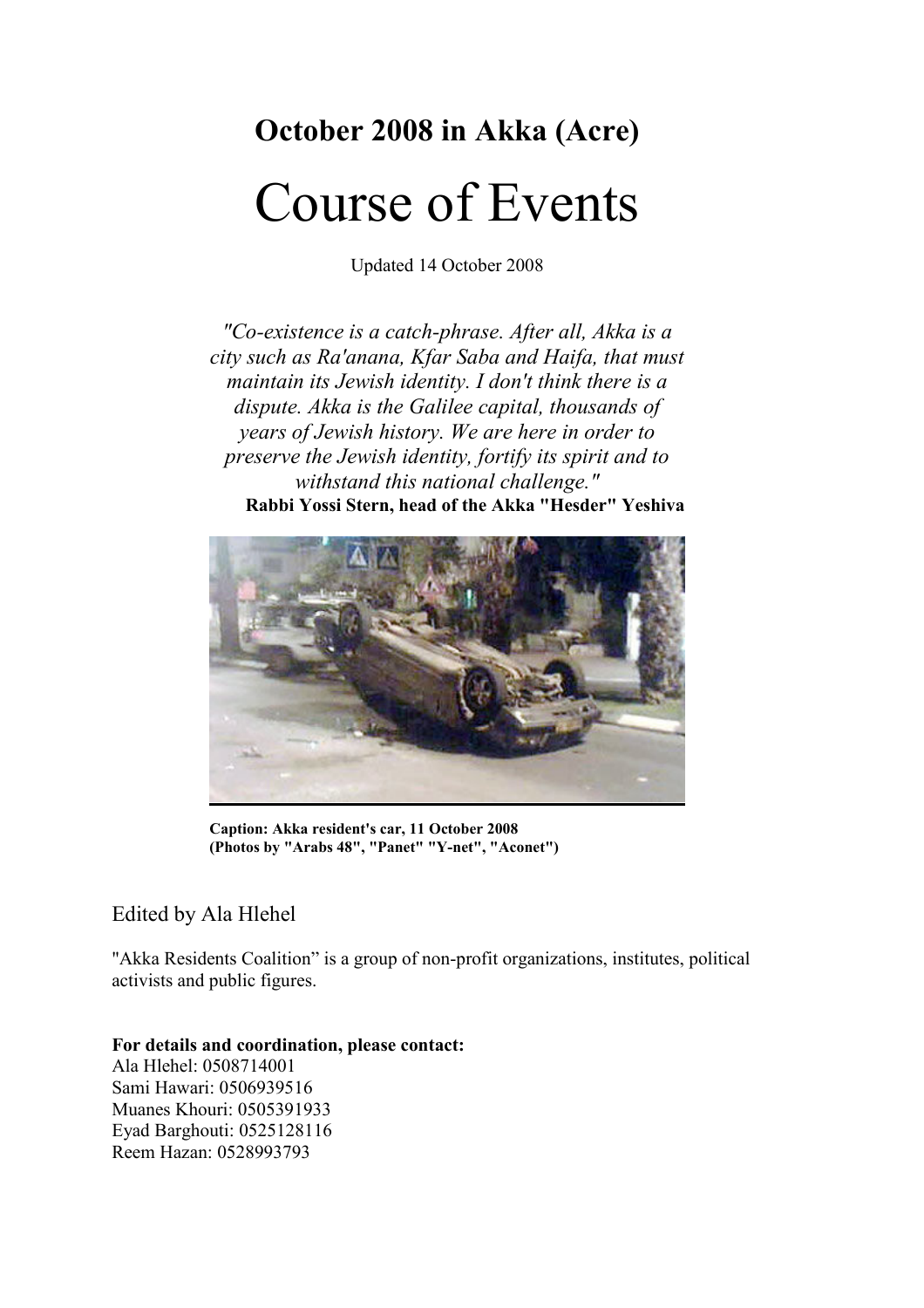**October 2008 in Akka (Acre)**

# Course of Events

Updated 14 October 2008

*"Co-existence is a catch-phrase. After all, Akka is a city such as Ra'anana, Kfar Saba and Haifa, that must maintain its Jewish identity. I don't think there is a dispute. Akka is the Galilee capital, thousands of years of Jewish history. We are here in order to preserve the Jewish identity, fortify its spirit and to withstand this national challenge."*
**Rabbi Yossi Stern, head of the Akka "Hesder" Yeshiva**

**Caption: Akka resident's car, 11 October 2008**
**(Photos by "Arabs 48", "Panet" "Y-net", "Aconet")**

Edited by Ala Hlehel

"Akka Residents Coalition" is a group of non-profit organizations, institutes, political activists and public figures.

**For details and coordination, please contact:**
Ala Hlehel: 0508714001
Sami Hawari: 0506939516
Muanes Khouri: 0505391933
Eyad Barghouti: 0525128116
Reem Hazan: 0528993793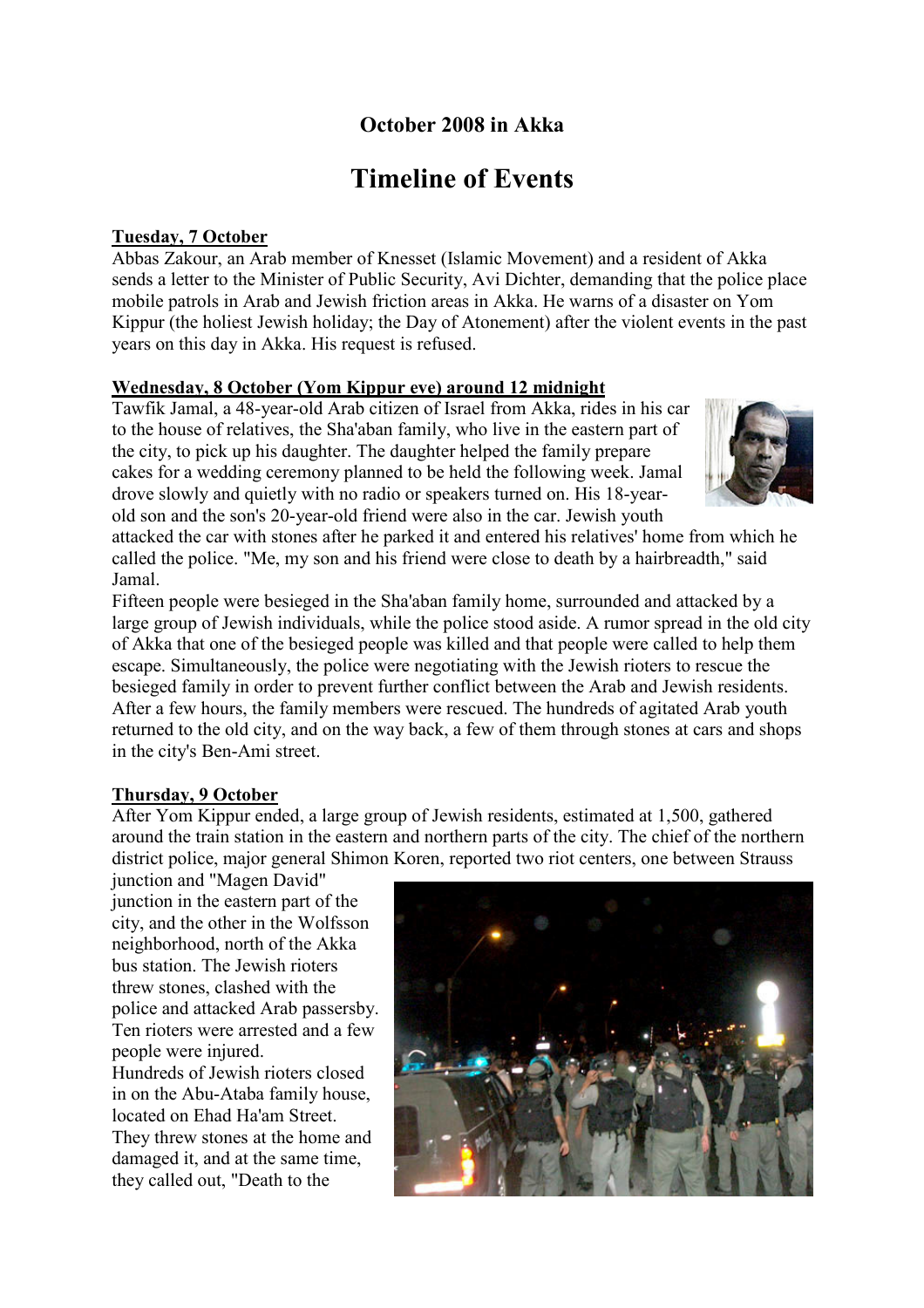**October 2008 in Akka**

# Timeline of Events

**Tuesday, 7 October**

Abbas Zakour, an Arab member of Knesset (Islamic Movement) and a resident of Akka sends a letter to the Minister of Public Security, Avi Dichter, demanding that the police place mobile patrols in Arab and Jewish friction areas in Akka. He warns of a disaster on Yom Kippur (the holiest Jewish holiday; the Day of Atonement) after the violent events in the past years on this day in Akka. His request is refused.

**Wednesday, 8 October (Yom Kippur eve) around 12 midnight**

Tawfik Jamal, a 48-year-old Arab citizen of Israel from Akka, rides in his car to the house of relatives, the Sha'aban family, who live in the eastern part of the city, to pick up his daughter. The daughter helped the family prepare cakes for a wedding ceremony planned to be held the following week. Jamal drove slowly and quietly with no radio or speakers turned on. His 18-year-old son and the son's 20-year-old friend were also in the car. Jewish youth attacked the car with stones after he parked it and entered his relatives' home from which he called the police. "Me, my son and his friend were close to death by a hairbreadth," said Jamal.

Fifteen people were besieged in the Sha'aban family home, surrounded and attacked by a large group of Jewish individuals, while the police stood aside. A rumor spread in the old city of Akka that one of the besieged people was killed and that people were called to help them escape. Simultaneously, the police were negotiating with the Jewish rioters to rescue the besieged family in order to prevent further conflict between the Arab and Jewish residents. After a few hours, the family members were rescued. The hundreds of agitated Arab youth returned to the old city, and on the way back, a few of them through stones at cars and shops in the city's Ben-Ami street.

**Thursday, 9 October**

After Yom Kippur ended, a large group of Jewish residents, estimated at 1,500, gathered around the train station in the eastern and northern parts of the city. The chief of the northern district police, major general Shimon Koren, reported two riot centers, one between Strauss junction and "Magen David" junction in the eastern part of the city, and the other in the Wolfsson neighborhood, north of the Akka bus station. The Jewish rioters threw stones, clashed with the police and attacked Arab passersby. Ten rioters were arrested and a few people were injured.

Hundreds of Jewish rioters closed in on the Abu-Ataba family house, located on Ehad Ha'am Street. They threw stones at the home and damaged it, and at the same time, they called out, "Death to the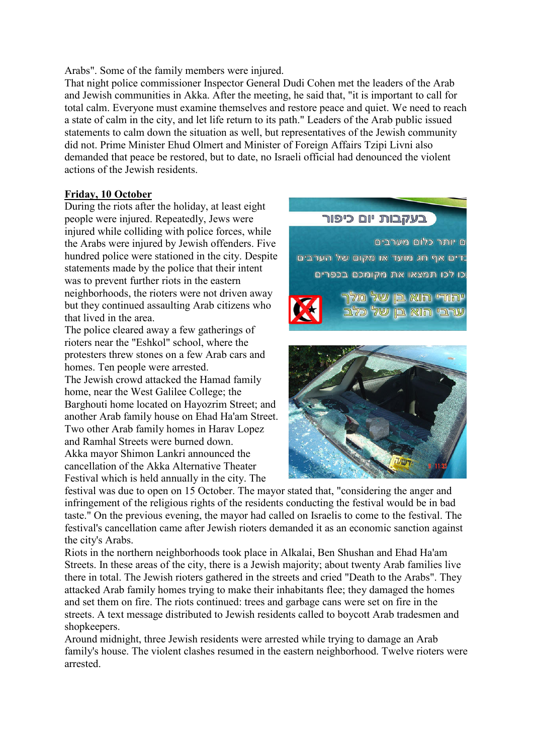Arabs". Some of the family members were injured.

That night police commissioner Inspector General Dudi Cohen met the leaders of the Arab and Jewish communities in Akka. After the meeting, he said that, "it is important to call for total calm. Everyone must examine themselves and restore peace and quiet. We need to reach a state of calm in the city, and let life return to its path." Leaders of the Arab public issued statements to calm down the situation as well, but representatives of the Jewish community did not. Prime Minister Ehud Olmert and Minister of Foreign Affairs Tzipi Livni also demanded that peace be restored, but to date, no Israeli official had denounced the violent actions of the Jewish residents.

**Friday, 10 October**

During the riots after the holiday, at least eight people were injured. Repeatedly, Jews were injured while colliding with police forces, while the Arabs were injured by Jewish offenders. Five hundred police were stationed in the city. Despite statements made by the police that their intent was to prevent further riots in the eastern neighborhoods, the rioters were not driven away but they continued assaulting Arab citizens who that lived in the area.

The police cleared away a few gatherings of rioters near the "Eshkol" school, where the protesters threw stones on a few Arab cars and homes. Ten people were arrested.

The Jewish crowd attacked the Hamad family home, near the West Galilee College; the Barghouti home located on Hayozrim Street; and another Arab family house on Ehad Ha'am Street. Two other Arab family homes in Harav Lopez and Ramhal Streets were burned down.

Akka mayor Shimon Lankri announced the cancellation of the Akka Alternative Theater Festival which is held annually in the city. The festival was due to open on 15 October. The mayor stated that, "considering the anger and infringement of the religious rights of the residents conducting the festival would be in bad taste." On the previous evening, the mayor had called on Israelis to come to the festival. The festival's cancellation came after Jewish rioters demanded it as an economic sanction against the city's Arabs.

Riots in the northern neighborhoods took place in Alkalai, Ben Shushan and Ehad Ha'am Streets. In these areas of the city, there is a Jewish majority; about twenty Arab families live there in total. The Jewish rioters gathered in the streets and cried "Death to the Arabs". They attacked Arab family homes trying to make their inhabitants flee; they damaged the homes and set them on fire. The riots continued: trees and garbage cans were set on fire in the streets. A text message distributed to Jewish residents called to boycott Arab tradesmen and shopkeepers.

Around midnight, three Jewish residents were arrested while trying to damage an Arab family's house. The violent clashes resumed in the eastern neighborhood. Twelve rioters were arrested.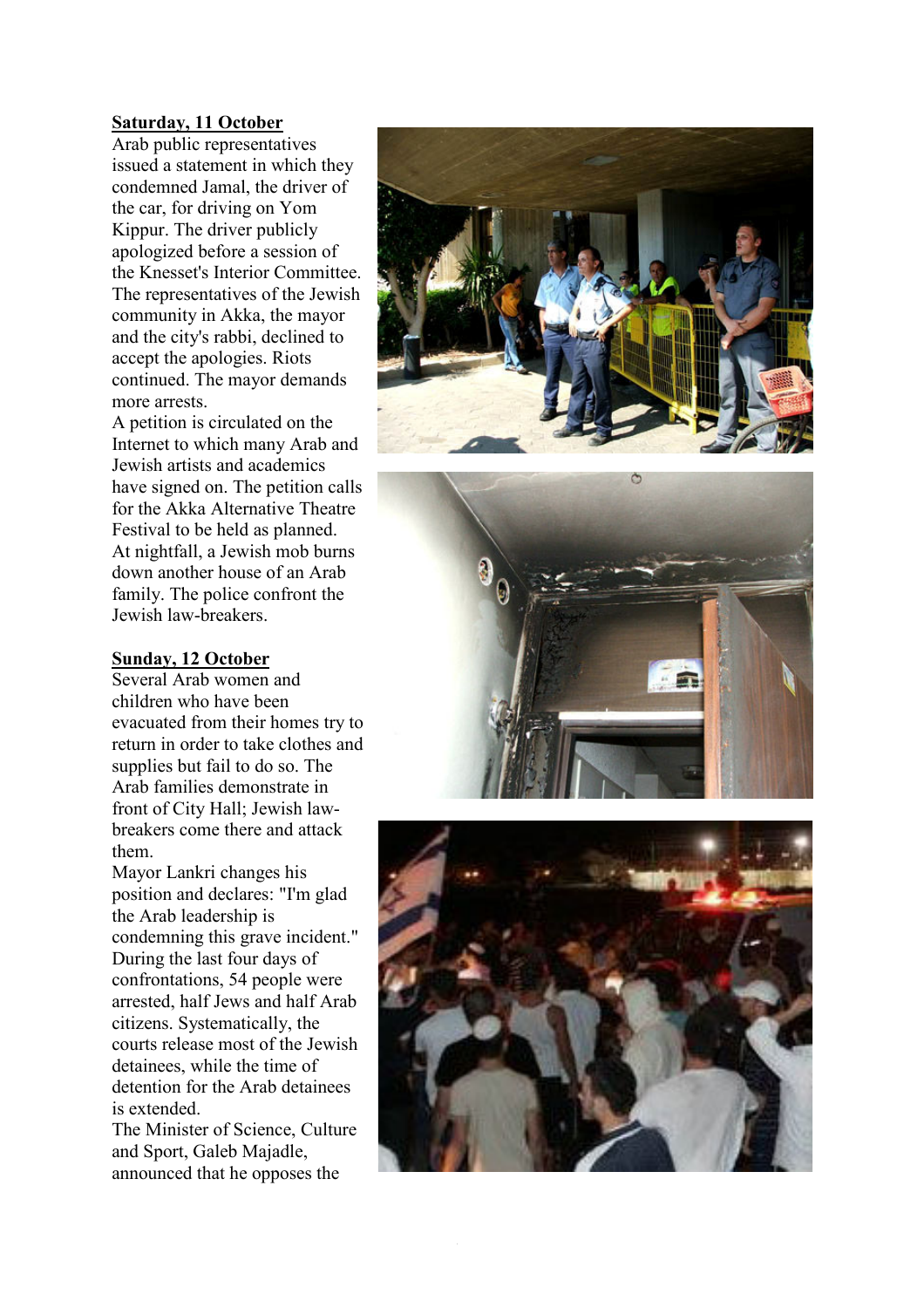**Saturday, 11 October**

Arab public representatives issued a statement in which they condemned Jamal, the driver of the car, for driving on Yom Kippur. The driver publicly apologized before a session of the Knesset's Interior Committee. The representatives of the Jewish community in Akka, the mayor and the city's rabbi, declined to accept the apologies. Riots continued. The mayor demands more arrests.

A petition is circulated on the Internet to which many Arab and Jewish artists and academics have signed on. The petition calls for the Akka Alternative Theatre Festival to be held as planned.

At nightfall, a Jewish mob burns down another house of an Arab family. The police confront the Jewish law-breakers.

**Sunday, 12 October**

Several Arab women and children who have been evacuated from their homes try to return in order to take clothes and supplies but fail to do so. The Arab families demonstrate in front of City Hall; Jewish law-breakers come there and attack them.

Mayor Lankri changes his position and declares: "I'm glad the Arab leadership is condemning this grave incident."

During the last four days of confrontations, 54 people were arrested, half Jews and half Arab citizens. Systematically, the courts release most of the Jewish detainees, while the time of detention for the Arab detainees is extended.

The Minister of Science, Culture and Sport, Galeb Majadle, announced that he opposes the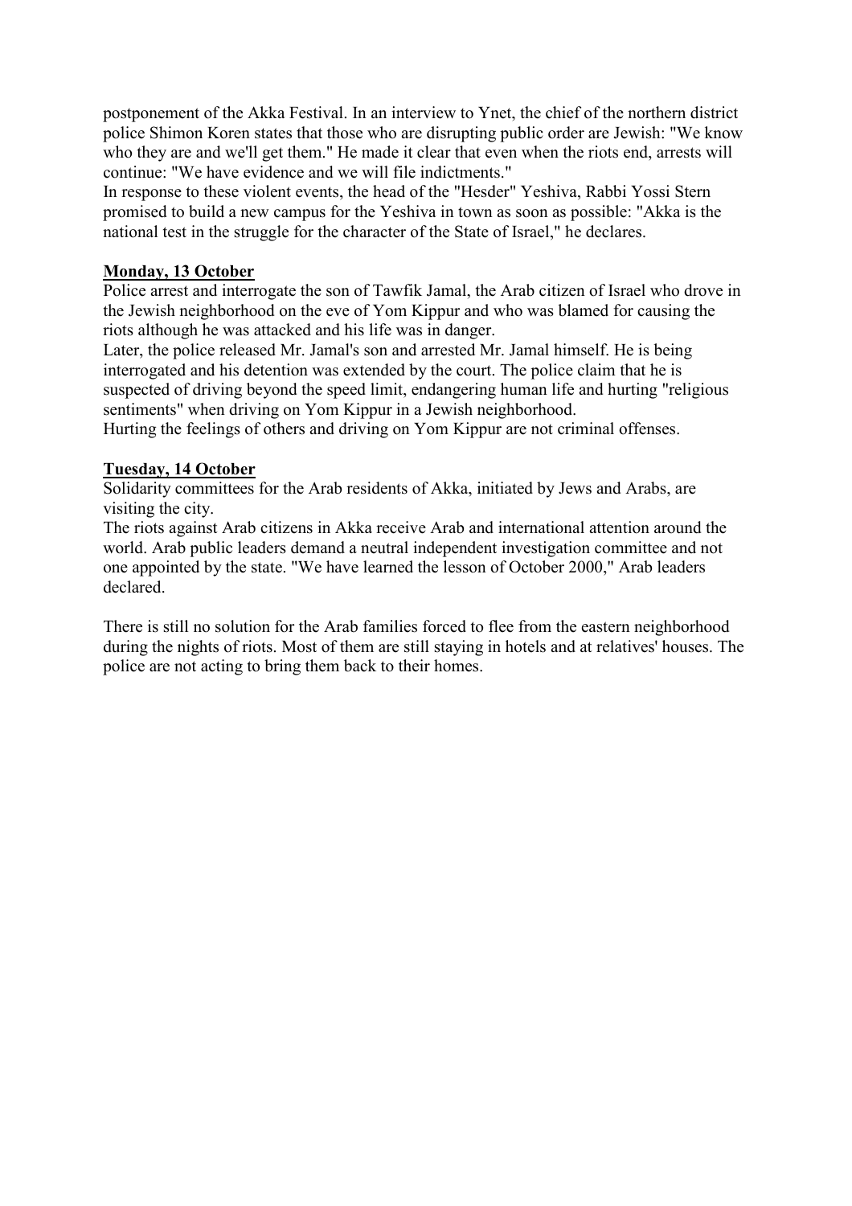postponement of the Akka Festival. In an interview to Ynet, the chief of the northern district police Shimon Koren states that those who are disrupting public order are Jewish: "We know who they are and we'll get them." He made it clear that even when the riots end, arrests will continue: "We have evidence and we will file indictments."
In response to these violent events, the head of the "Hesder" Yeshiva, Rabbi Yossi Stern promised to build a new campus for the Yeshiva in town as soon as possible: "Akka is the national test in the struggle for the character of the State of Israel," he declares.

**Monday, 13 October**

Police arrest and interrogate the son of Tawfik Jamal, the Arab citizen of Israel who drove in the Jewish neighborhood on the eve of Yom Kippur and who was blamed for causing the riots although he was attacked and his life was in danger.
Later, the police released Mr. Jamal's son and arrested Mr. Jamal himself. He is being interrogated and his detention was extended by the court. The police claim that he is suspected of driving beyond the speed limit, endangering human life and hurting "religious sentiments" when driving on Yom Kippur in a Jewish neighborhood.
Hurting the feelings of others and driving on Yom Kippur are not criminal offenses.

**Tuesday, 14 October**

Solidarity committees for the Arab residents of Akka, initiated by Jews and Arabs, are visiting the city.
The riots against Arab citizens in Akka receive Arab and international attention around the world. Arab public leaders demand a neutral independent investigation committee and not one appointed by the state. "We have learned the lesson of October 2000," Arab leaders declared.

There is still no solution for the Arab families forced to flee from the eastern neighborhood during the nights of riots. Most of them are still staying in hotels and at relatives' houses. The police are not acting to bring them back to their homes.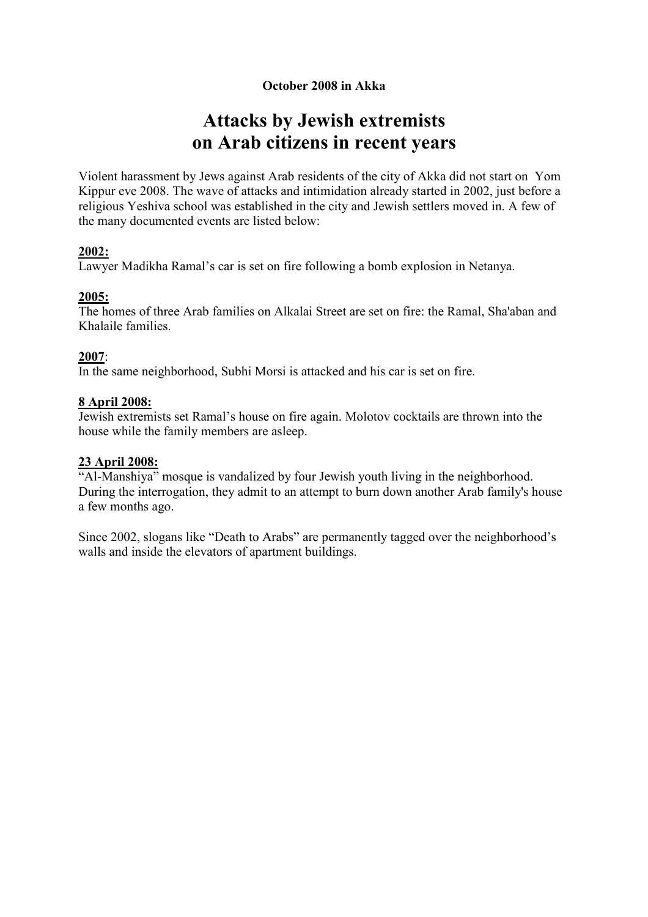**October 2008 in Akka**

# Attacks by Jewish extremists on Arab citizens in recent years

Violent harassment by Jews against Arab residents of the city of Akka did not start on Yom Kippur eve 2008. The wave of attacks and intimidation already started in 2002, just before a religious Yeshiva school was established in the city and Jewish settlers moved in. A few of the many documented events are listed below:

**2002:**
Lawyer Madikha Ramal's car is set on fire following a bomb explosion in Netanya.

**2005:**
The homes of three Arab families on Alkalai Street are set on fire: the Ramal, Sha'aban and Khalaile families.

**2007**:
In the same neighborhood, Subhi Morsi is attacked and his car is set on fire.

**8 April 2008:**
Jewish extremists set Ramal's house on fire again. Molotov cocktails are thrown into the house while the family members are asleep.

**23 April 2008:**
"Al-Manshiya" mosque is vandalized by four Jewish youth living in the neighborhood. During the interrogation, they admit to an attempt to burn down another Arab family's house a few months ago.

Since 2002, slogans like "Death to Arabs" are permanently tagged over the neighborhood's walls and inside the elevators of apartment buildings.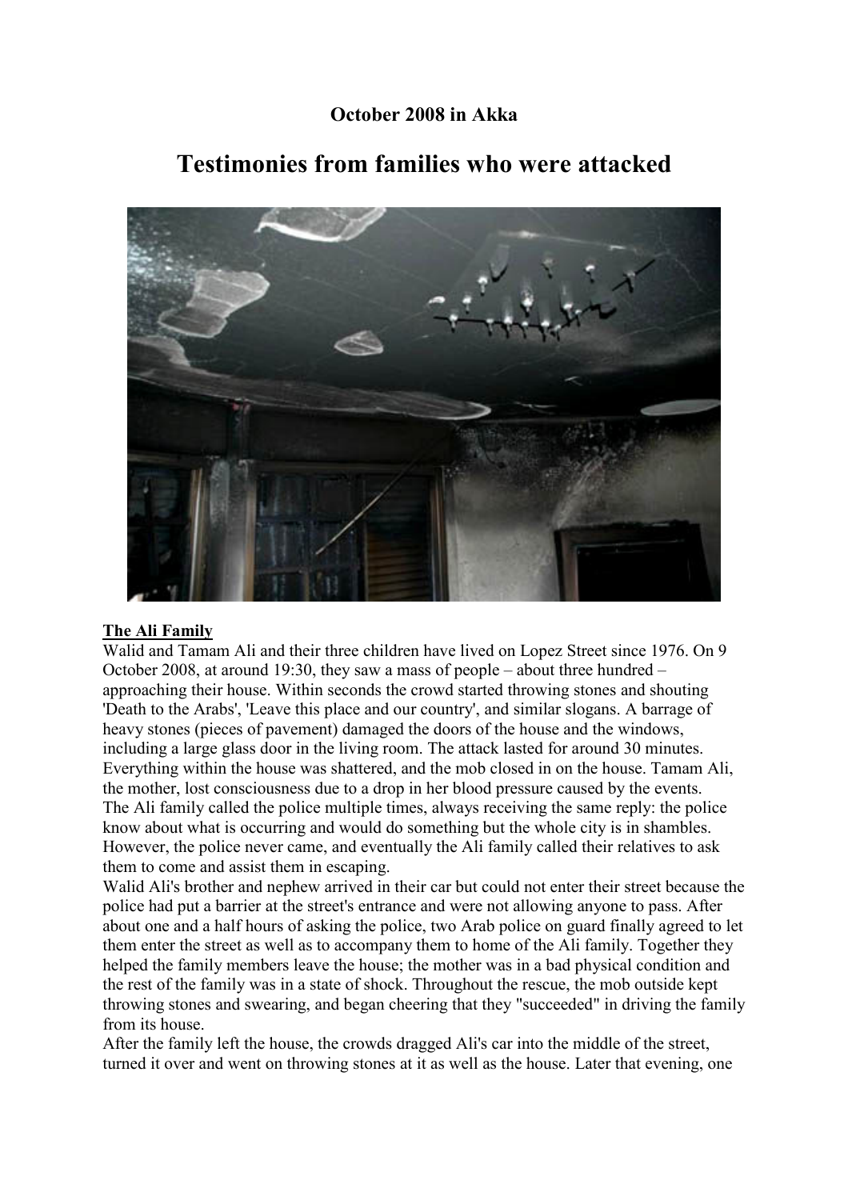**October 2008 in Akka**

# Testimonies from families who were attacked

**The Ali Family**

Walid and Tamam Ali and their three children have lived on Lopez Street since 1976. On 9 October 2008, at around 19:30, they saw a mass of people – about three hundred – approaching their house. Within seconds the crowd started throwing stones and shouting 'Death to the Arabs', 'Leave this place and our country', and similar slogans. A barrage of heavy stones (pieces of pavement) damaged the doors of the house and the windows, including a large glass door in the living room. The attack lasted for around 30 minutes. Everything within the house was shattered, and the mob closed in on the house. Tamam Ali, the mother, lost consciousness due to a drop in her blood pressure caused by the events. The Ali family called the police multiple times, always receiving the same reply: the police know about what is occurring and would do something but the whole city is in shambles. However, the police never came, and eventually the Ali family called their relatives to ask them to come and assist them in escaping.

Walid Ali's brother and nephew arrived in their car but could not enter their street because the police had put a barrier at the street's entrance and were not allowing anyone to pass. After about one and a half hours of asking the police, two Arab police on guard finally agreed to let them enter the street as well as to accompany them to home of the Ali family. Together they helped the family members leave the house; the mother was in a bad physical condition and the rest of the family was in a state of shock. Throughout the rescue, the mob outside kept throwing stones and swearing, and began cheering that they "succeeded" in driving the family from its house.

After the family left the house, the crowds dragged Ali's car into the middle of the street, turned it over and went on throwing stones at it as well as the house. Later that evening, one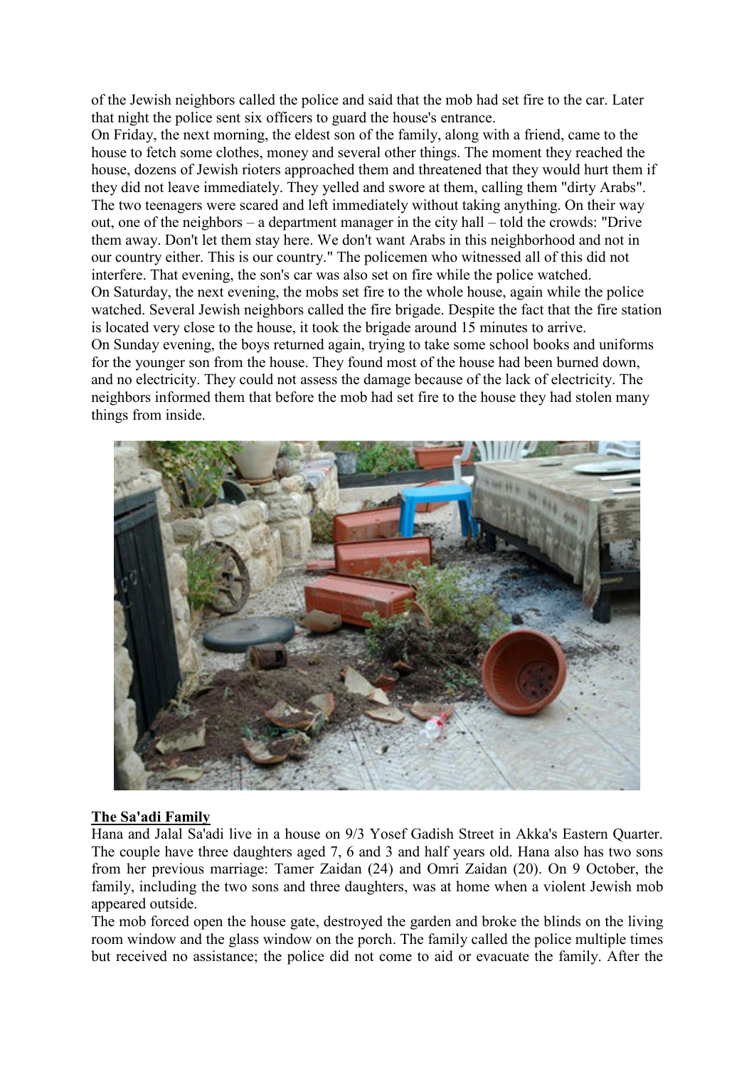of the Jewish neighbors called the police and said that the mob had set fire to the car. Later that night the police sent six officers to guard the house's entrance.

On Friday, the next morning, the eldest son of the family, along with a friend, came to the house to fetch some clothes, money and several other things. The moment they reached the house, dozens of Jewish rioters approached them and threatened that they would hurt them if they did not leave immediately. They yelled and swore at them, calling them "dirty Arabs". The two teenagers were scared and left immediately without taking anything. On their way out, one of the neighbors – a department manager in the city hall – told the crowds: "Drive them away. Don't let them stay here. We don't want Arabs in this neighborhood and not in our country either. This is our country." The policemen who witnessed all of this did not interfere. That evening, the son's car was also set on fire while the police watched.

On Saturday, the next evening, the mobs set fire to the whole house, again while the police watched. Several Jewish neighbors called the fire brigade. Despite the fact that the fire station is located very close to the house, it took the brigade around 15 minutes to arrive.

On Sunday evening, the boys returned again, trying to take some school books and uniforms for the younger son from the house. They found most of the house had been burned down, and no electricity. They could not assess the damage because of the lack of electricity. The neighbors informed them that before the mob had set fire to the house they had stolen many things from inside.

**The Sa'adi Family**

Hana and Jalal Sa'adi live in a house on 9/3 Yosef Gadish Street in Akka's Eastern Quarter. The couple have three daughters aged 7, 6 and 3 and half years old. Hana also has two sons from her previous marriage: Tamer Zaidan (24) and Omri Zaidan (20). On 9 October, the family, including the two sons and three daughters, was at home when a violent Jewish mob appeared outside.

The mob forced open the house gate, destroyed the garden and broke the blinds on the living room window and the glass window on the porch. The family called the police multiple times but received no assistance; the police did not come to aid or evacuate the family. After the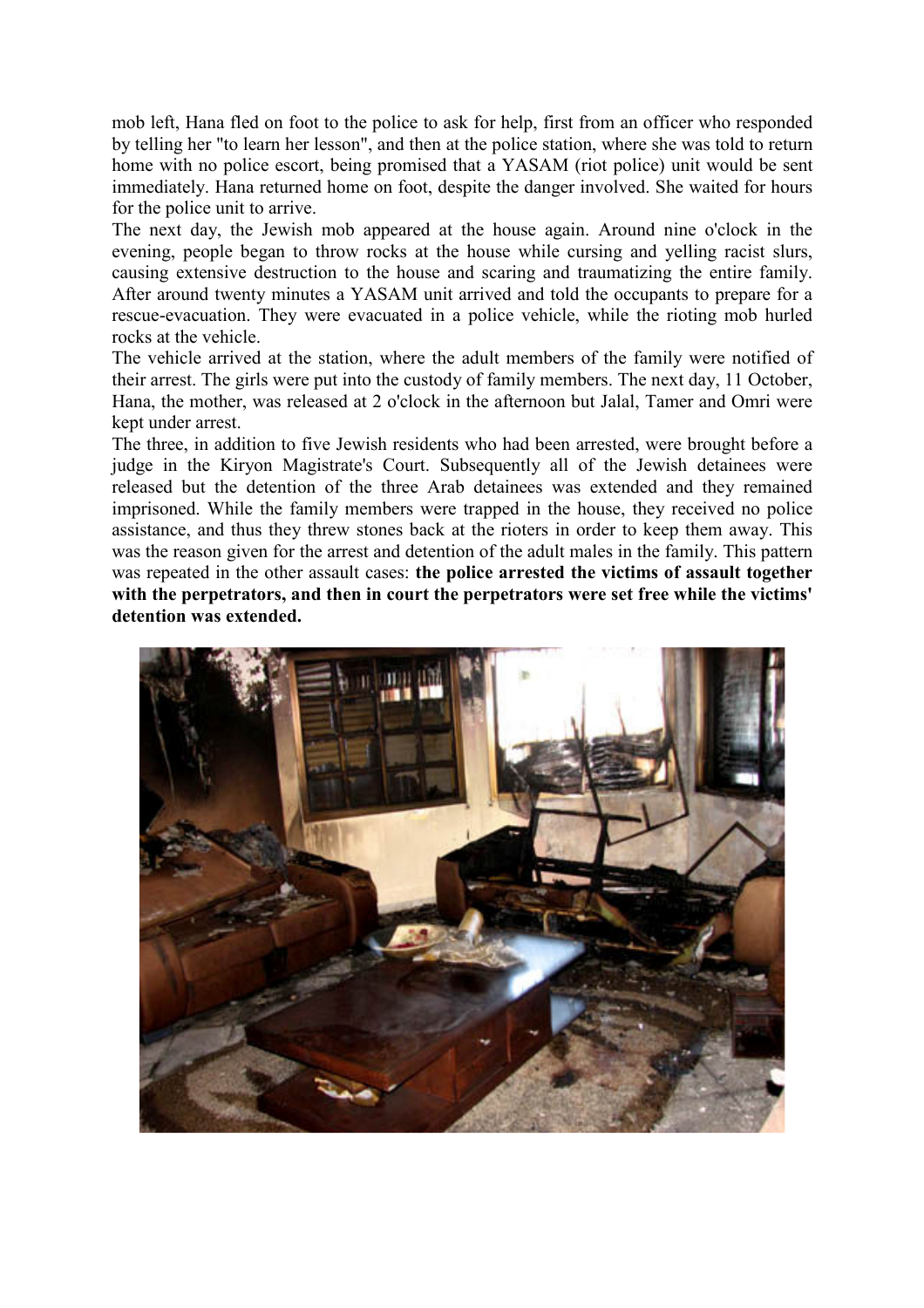mob left, Hana fled on foot to the police to ask for help, first from an officer who responded by telling her "to learn her lesson", and then at the police station, where she was told to return home with no police escort, being promised that a YASAM (riot police) unit would be sent immediately. Hana returned home on foot, despite the danger involved. She waited for hours for the police unit to arrive.

The next day, the Jewish mob appeared at the house again. Around nine o'clock in the evening, people began to throw rocks at the house while cursing and yelling racist slurs, causing extensive destruction to the house and scaring and traumatizing the entire family. After around twenty minutes a YASAM unit arrived and told the occupants to prepare for a rescue-evacuation. They were evacuated in a police vehicle, while the rioting mob hurled rocks at the vehicle.

The vehicle arrived at the station, where the adult members of the family were notified of their arrest. The girls were put into the custody of family members. The next day, 11 October, Hana, the mother, was released at 2 o'clock in the afternoon but Jalal, Tamer and Omri were kept under arrest.

The three, in addition to five Jewish residents who had been arrested, were brought before a judge in the Kiryon Magistrate's Court. Subsequently all of the Jewish detainees were released but the detention of the three Arab detainees was extended and they remained imprisoned. While the family members were trapped in the house, they received no police assistance, and thus they threw stones back at the rioters in order to keep them away. This was the reason given for the arrest and detention of the adult males in the family. This pattern was repeated in the other assault cases: **the police arrested the victims of assault together with the perpetrators, and then in court the perpetrators were set free while the victims' detention was extended.**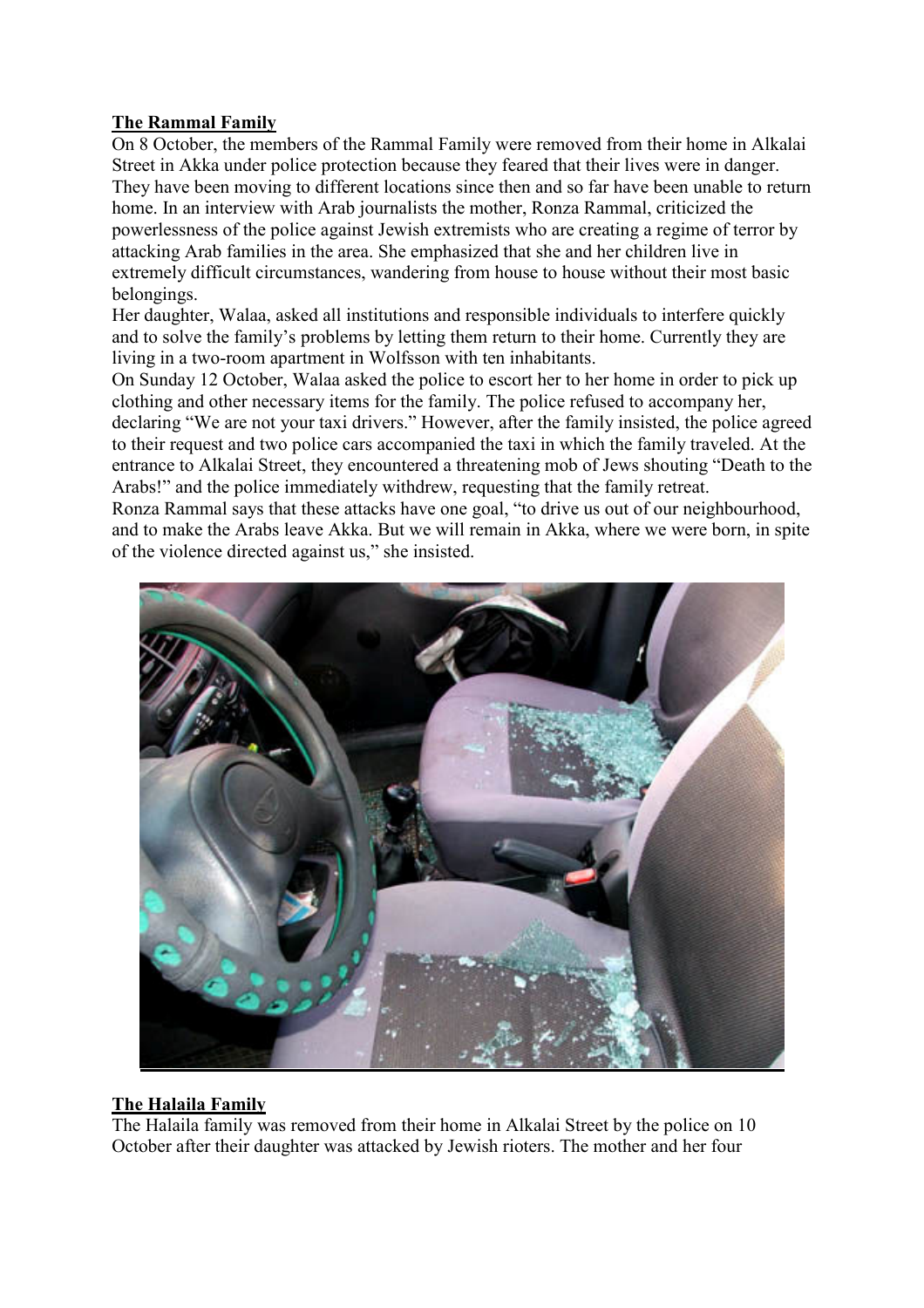**The Rammal Family**

On 8 October, the members of the Rammal Family were removed from their home in Alkalai Street in Akka under police protection because they feared that their lives were in danger. They have been moving to different locations since then and so far have been unable to return home. In an interview with Arab journalists the mother, Ronza Rammal, criticized the powerlessness of the police against Jewish extremists who are creating a regime of terror by attacking Arab families in the area. She emphasized that she and her children live in extremely difficult circumstances, wandering from house to house without their most basic belongings.

Her daughter, Walaa, asked all institutions and responsible individuals to interfere quickly and to solve the family's problems by letting them return to their home. Currently they are living in a two-room apartment in Wolfsson with ten inhabitants.

On Sunday 12 October, Walaa asked the police to escort her to her home in order to pick up clothing and other necessary items for the family. The police refused to accompany her, declaring "We are not your taxi drivers." However, after the family insisted, the police agreed to their request and two police cars accompanied the taxi in which the family traveled. At the entrance to Alkalai Street, they encountered a threatening mob of Jews shouting "Death to the Arabs!" and the police immediately withdrew, requesting that the family retreat.

Ronza Rammal says that these attacks have one goal, "to drive us out of our neighbourhood, and to make the Arabs leave Akka. But we will remain in Akka, where we were born, in spite of the violence directed against us," she insisted.

**The Halaila Family**

The Halaila family was removed from their home in Alkalai Street by the police on 10 October after their daughter was attacked by Jewish rioters. The mother and her four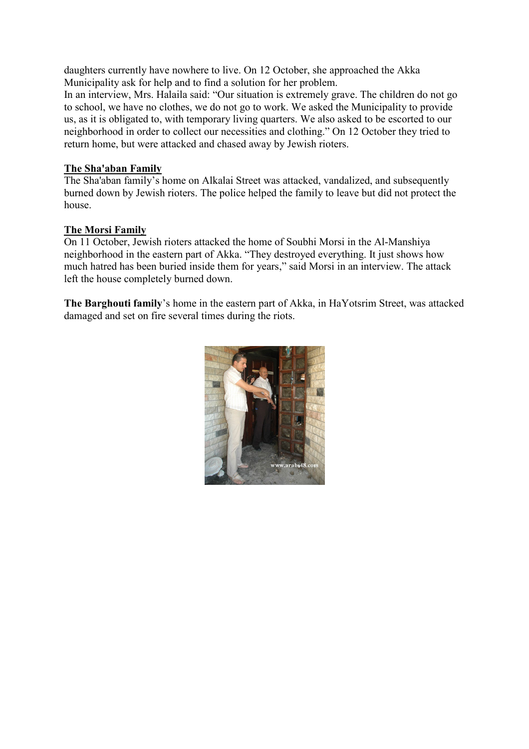daughters currently have nowhere to live. On 12 October, she approached the Akka Municipality ask for help and to find a solution for her problem.
In an interview, Mrs. Halaila said: "Our situation is extremely grave. The children do not go to school, we have no clothes, we do not go to work. We asked the Municipality to provide us, as it is obligated to, with temporary living quarters. We also asked to be escorted to our neighborhood in order to collect our necessities and clothing." On 12 October they tried to return home, but were attacked and chased away by Jewish rioters.

**The Sha'aban Family**

The Sha'aban family's home on Alkalai Street was attacked, vandalized, and subsequently burned down by Jewish rioters. The police helped the family to leave but did not protect the house.

**The Morsi Family**

On 11 October, Jewish rioters attacked the home of Soubhi Morsi in the Al-Manshiya neighborhood in the eastern part of Akka. "They destroyed everything. It just shows how much hatred has been buried inside them for years," said Morsi in an interview. The attack left the house completely burned down.

**The Barghouti family**'s home in the eastern part of Akka, in HaYotsrim Street, was attacked damaged and set on fire several times during the riots.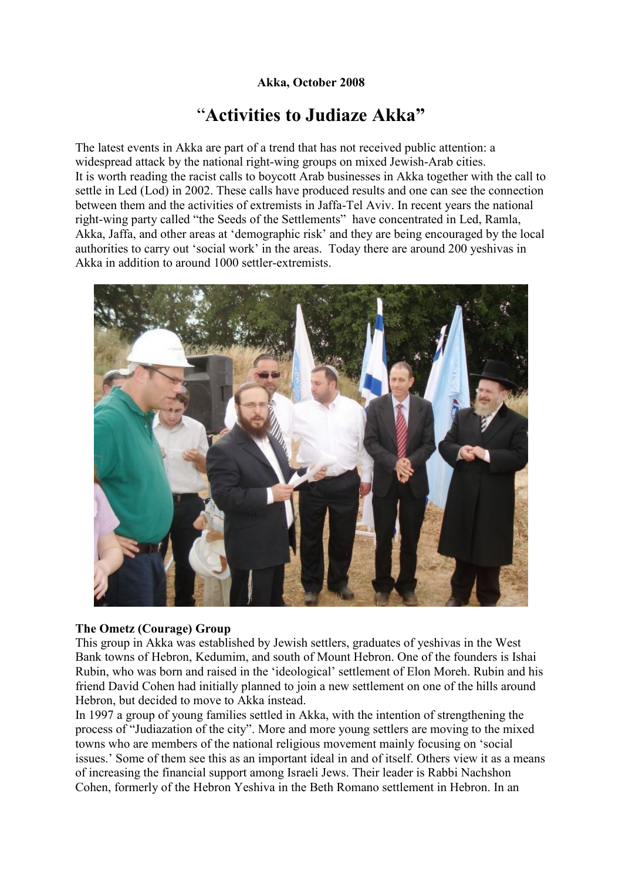**Akka, October 2008**

# "Activities to Judiaze Akka"

The latest events in Akka are part of a trend that has not received public attention: a widespread attack by the national right-wing groups on mixed Jewish-Arab cities.
It is worth reading the racist calls to boycott Arab businesses in Akka together with the call to settle in Led (Lod) in 2002. These calls have produced results and one can see the connection between them and the activities of extremists in Jaffa-Tel Aviv. In recent years the national right-wing party called "the Seeds of the Settlements" have concentrated in Led, Ramla, Akka, Jaffa, and other areas at 'demographic risk' and they are being encouraged by the local authorities to carry out 'social work' in the areas. Today there are around 200 yeshivas in Akka in addition to around 1000 settler-extremists.

**The Ometz (Courage) Group**
This group in Akka was established by Jewish settlers, graduates of yeshivas in the West Bank towns of Hebron, Kedumim, and south of Mount Hebron. One of the founders is Ishai Rubin, who was born and raised in the 'ideological' settlement of Elon Moreh. Rubin and his friend David Cohen had initially planned to join a new settlement on one of the hills around Hebron, but decided to move to Akka instead.
In 1997 a group of young families settled in Akka, with the intention of strengthening the process of "Judiazation of the city". More and more young settlers are moving to the mixed towns who are members of the national religious movement mainly focusing on 'social issues.' Some of them see this as an important ideal in and of itself. Others view it as a means of increasing the financial support among Israeli Jews. Their leader is Rabbi Nachshon Cohen, formerly of the Hebron Yeshiva in the Beth Romano settlement in Hebron. In an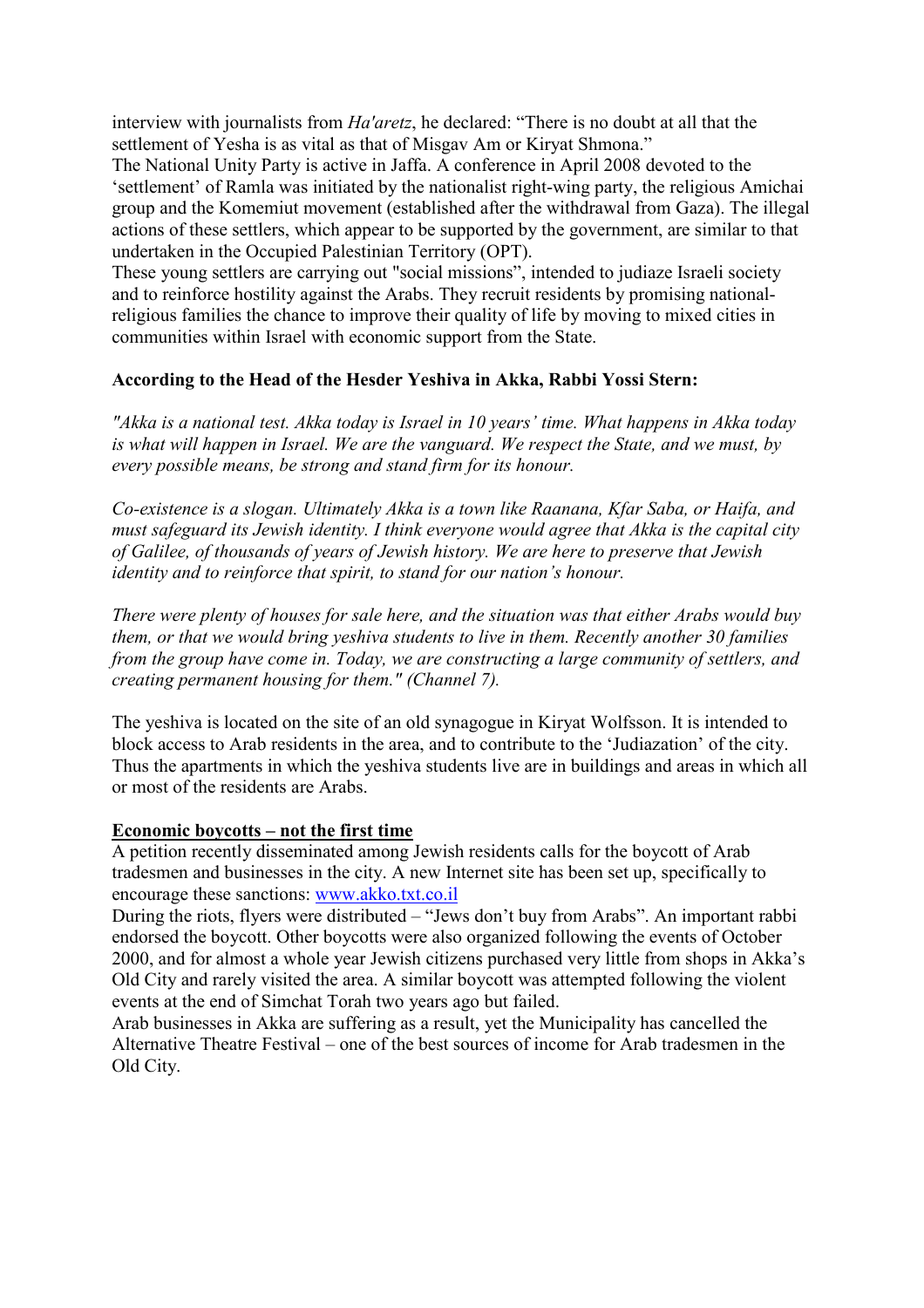interview with journalists from *Ha'aretz*, he declared: "There is no doubt at all that the settlement of Yesha is as vital as that of Misgav Am or Kiryat Shmona."

The National Unity Party is active in Jaffa. A conference in April 2008 devoted to the 'settlement' of Ramla was initiated by the nationalist right-wing party, the religious Amichai group and the Komemiut movement (established after the withdrawal from Gaza). The illegal actions of these settlers, which appear to be supported by the government, are similar to that undertaken in the Occupied Palestinian Territory (OPT).

These young settlers are carrying out "social missions", intended to judiaze Israeli society and to reinforce hostility against the Arabs. They recruit residents by promising national-religious families the chance to improve their quality of life by moving to mixed cities in communities within Israel with economic support from the State.

**According to the Head of the Hesder Yeshiva in Akka, Rabbi Yossi Stern:**

*"Akka is a national test. Akka today is Israel in 10 years' time. What happens in Akka today is what will happen in Israel. We are the vanguard. We respect the State, and we must, by every possible means, be strong and stand firm for its honour.*

*Co-existence is a slogan. Ultimately Akka is a town like Raanana, Kfar Saba, or Haifa, and must safeguard its Jewish identity. I think everyone would agree that Akka is the capital city of Galilee, of thousands of years of Jewish history. We are here to preserve that Jewish identity and to reinforce that spirit, to stand for our nation's honour.*

*There were plenty of houses for sale here, and the situation was that either Arabs would buy them, or that we would bring yeshiva students to live in them. Recently another 30 families from the group have come in. Today, we are constructing a large community of settlers, and creating permanent housing for them." (Channel 7).*

The yeshiva is located on the site of an old synagogue in Kiryat Wolfsson. It is intended to block access to Arab residents in the area, and to contribute to the 'Judiazation' of the city. Thus the apartments in which the yeshiva students live are in buildings and areas in which all or most of the residents are Arabs.

**Economic boycotts – not the first time**

A petition recently disseminated among Jewish residents calls for the boycott of Arab tradesmen and businesses in the city. A new Internet site has been set up, specifically to encourage these sanctions: www.akko.txt.co.il

During the riots, flyers were distributed – "Jews don't buy from Arabs". An important rabbi endorsed the boycott. Other boycotts were also organized following the events of October 2000, and for almost a whole year Jewish citizens purchased very little from shops in Akka's Old City and rarely visited the area. A similar boycott was attempted following the violent events at the end of Simchat Torah two years ago but failed.

Arab businesses in Akka are suffering as a result, yet the Municipality has cancelled the Alternative Theatre Festival – one of the best sources of income for Arab tradesmen in the Old City.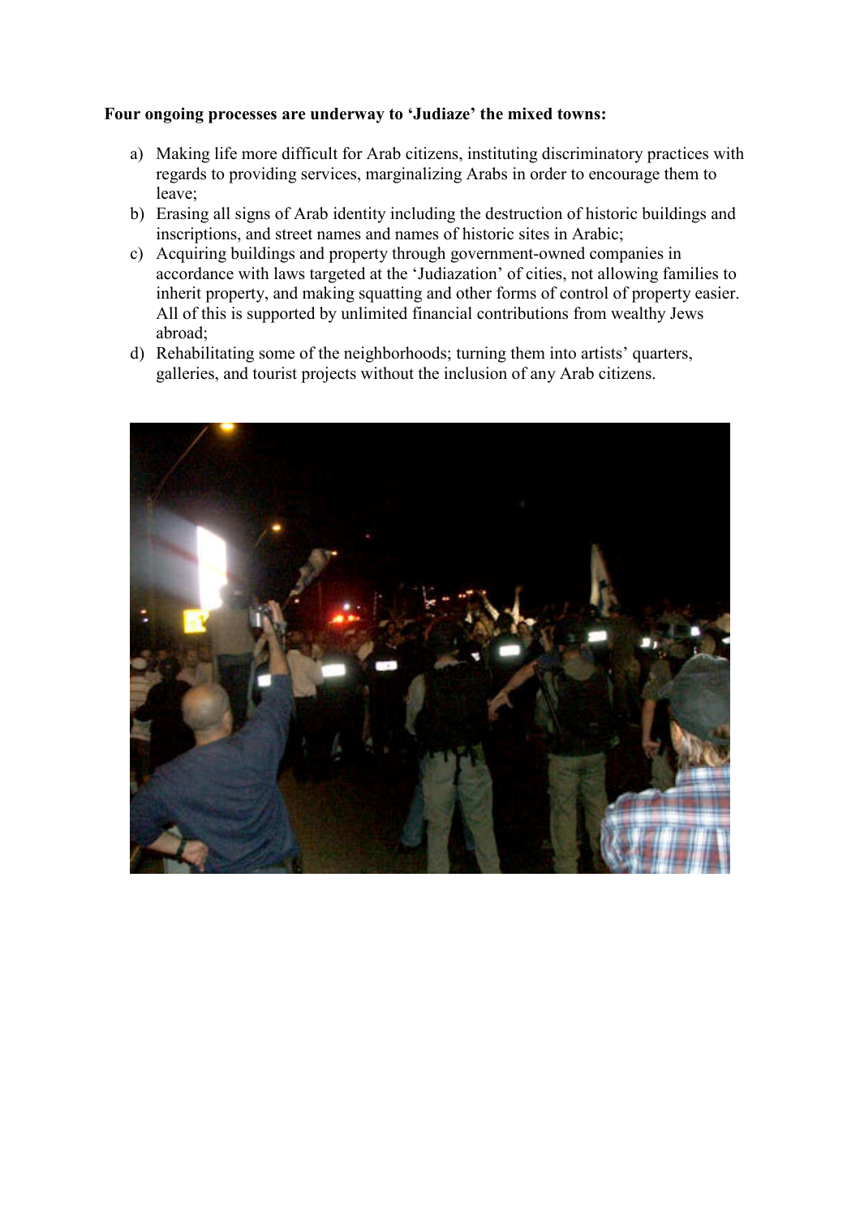**Four ongoing processes are underway to 'Judiaze' the mixed towns:**

a) Making life more difficult for Arab citizens, instituting discriminatory practices with regards to providing services, marginalizing Arabs in order to encourage them to leave;
b) Erasing all signs of Arab identity including the destruction of historic buildings and inscriptions, and street names and names of historic sites in Arabic;
c) Acquiring buildings and property through government-owned companies in accordance with laws targeted at the 'Judiazation' of cities, not allowing families to inherit property, and making squatting and other forms of control of property easier. All of this is supported by unlimited financial contributions from wealthy Jews abroad;
d) Rehabilitating some of the neighborhoods; turning them into artists' quarters, galleries, and tourist projects without the inclusion of any Arab citizens.